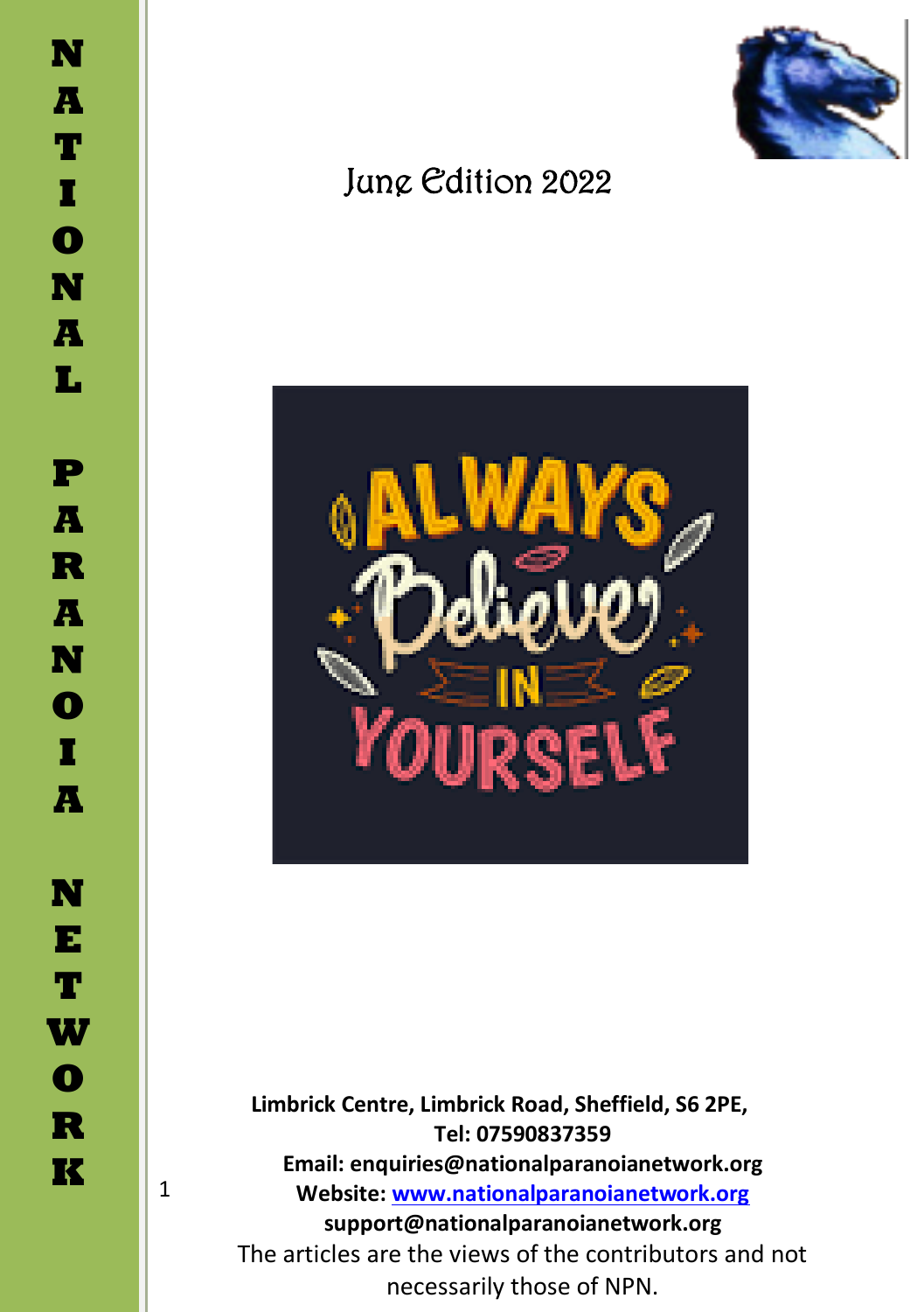# NATIONAL PARANOIA NETWORK

## June Edition 2022

ALWAYS Believe IN YOURSELF

**Limbrick Centre, Limbrick Road, Sheffield, S6 2PE,**
**Tel: 07590837359**
**Email: enquiries@nationalparanoianetwork.org**
**Website: [www.nationalparanoianetwork.org](http://www.nationalparanoianetwork.org)**
**support@nationalparanoianetwork.org**

The articles are the views of the contributors and not necessarily those of NPN.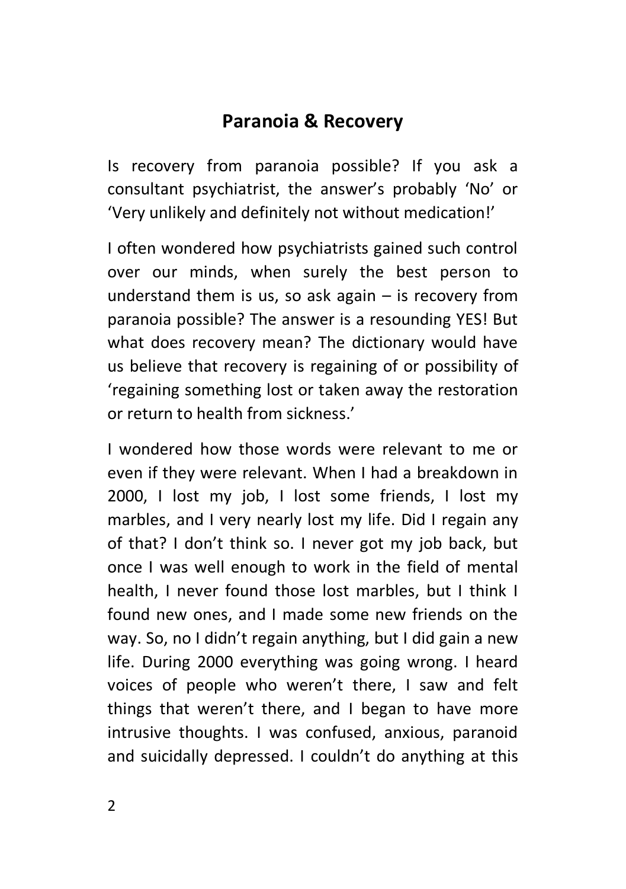## Paranoia & Recovery

Is recovery from paranoia possible? If you ask a consultant psychiatrist, the answer's probably 'No' or 'Very unlikely and definitely not without medication!'

I often wondered how psychiatrists gained such control over our minds, when surely the best person to understand them is us, so ask again – is recovery from paranoia possible? The answer is a resounding YES! But what does recovery mean? The dictionary would have us believe that recovery is regaining of or possibility of 'regaining something lost or taken away the restoration or return to health from sickness.'

I wondered how those words were relevant to me or even if they were relevant. When I had a breakdown in 2000, I lost my job, I lost some friends, I lost my marbles, and I very nearly lost my life. Did I regain any of that? I don't think so. I never got my job back, but once I was well enough to work in the field of mental health, I never found those lost marbles, but I think I found new ones, and I made some new friends on the way. So, no I didn't regain anything, but I did gain a new life. During 2000 everything was going wrong. I heard voices of people who weren't there, I saw and felt things that weren't there, and I began to have more intrusive thoughts. I was confused, anxious, paranoid and suicidally depressed. I couldn't do anything at this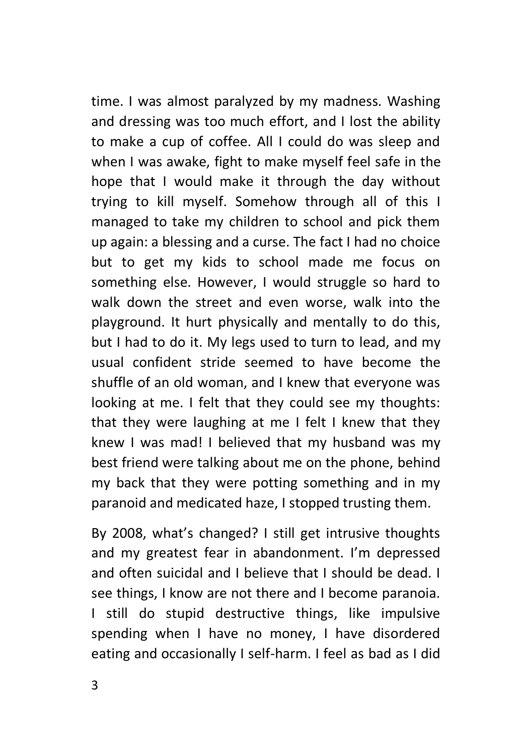time. I was almost paralyzed by my madness. Washing and dressing was too much effort, and I lost the ability to make a cup of coffee. All I could do was sleep and when I was awake, fight to make myself feel safe in the hope that I would make it through the day without trying to kill myself. Somehow through all of this I managed to take my children to school and pick them up again: a blessing and a curse. The fact I had no choice but to get my kids to school made me focus on something else. However, I would struggle so hard to walk down the street and even worse, walk into the playground. It hurt physically and mentally to do this, but I had to do it. My legs used to turn to lead, and my usual confident stride seemed to have become the shuffle of an old woman, and I knew that everyone was looking at me. I felt that they could see my thoughts: that they were laughing at me I felt I knew that they knew I was mad! I believed that my husband was my best friend were talking about me on the phone, behind my back that they were potting something and in my paranoid and medicated haze, I stopped trusting them.

By 2008, what's changed? I still get intrusive thoughts and my greatest fear in abandonment. I'm depressed and often suicidal and I believe that I should be dead. I see things, I know are not there and I become paranoia. I still do stupid destructive things, like impulsive spending when I have no money, I have disordered eating and occasionally I self-harm. I feel as bad as I did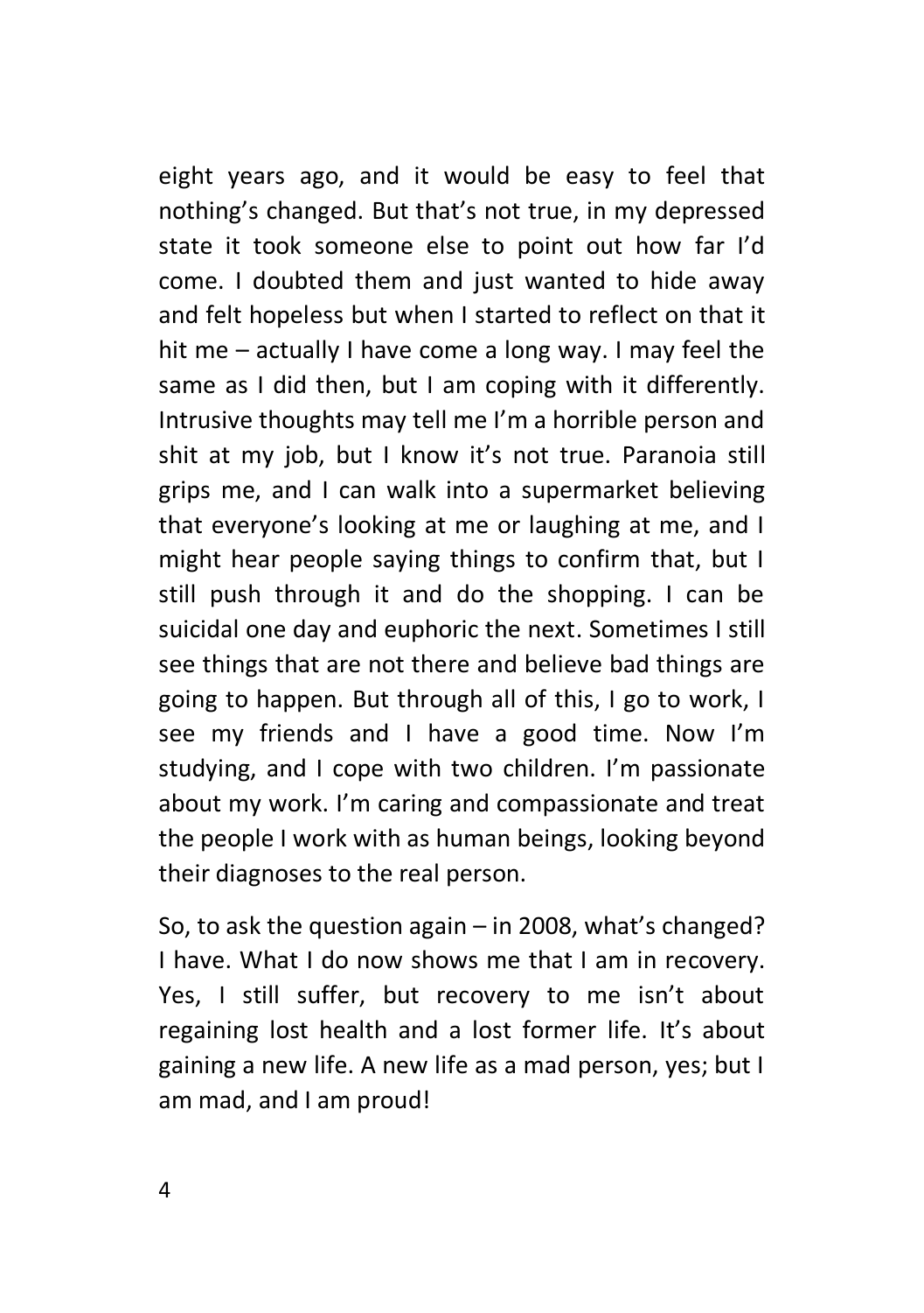eight years ago, and it would be easy to feel that nothing's changed. But that's not true, in my depressed state it took someone else to point out how far I'd come. I doubted them and just wanted to hide away and felt hopeless but when I started to reflect on that it hit me – actually I have come a long way. I may feel the same as I did then, but I am coping with it differently. Intrusive thoughts may tell me I'm a horrible person and shit at my job, but I know it's not true. Paranoia still grips me, and I can walk into a supermarket believing that everyone's looking at me or laughing at me, and I might hear people saying things to confirm that, but I still push through it and do the shopping. I can be suicidal one day and euphoric the next. Sometimes I still see things that are not there and believe bad things are going to happen. But through all of this, I go to work, I see my friends and I have a good time. Now I'm studying, and I cope with two children. I'm passionate about my work. I'm caring and compassionate and treat the people I work with as human beings, looking beyond their diagnoses to the real person.

So, to ask the question again – in 2008, what's changed? I have. What I do now shows me that I am in recovery. Yes, I still suffer, but recovery to me isn't about regaining lost health and a lost former life. It's about gaining a new life. A new life as a mad person, yes; but I am mad, and I am proud!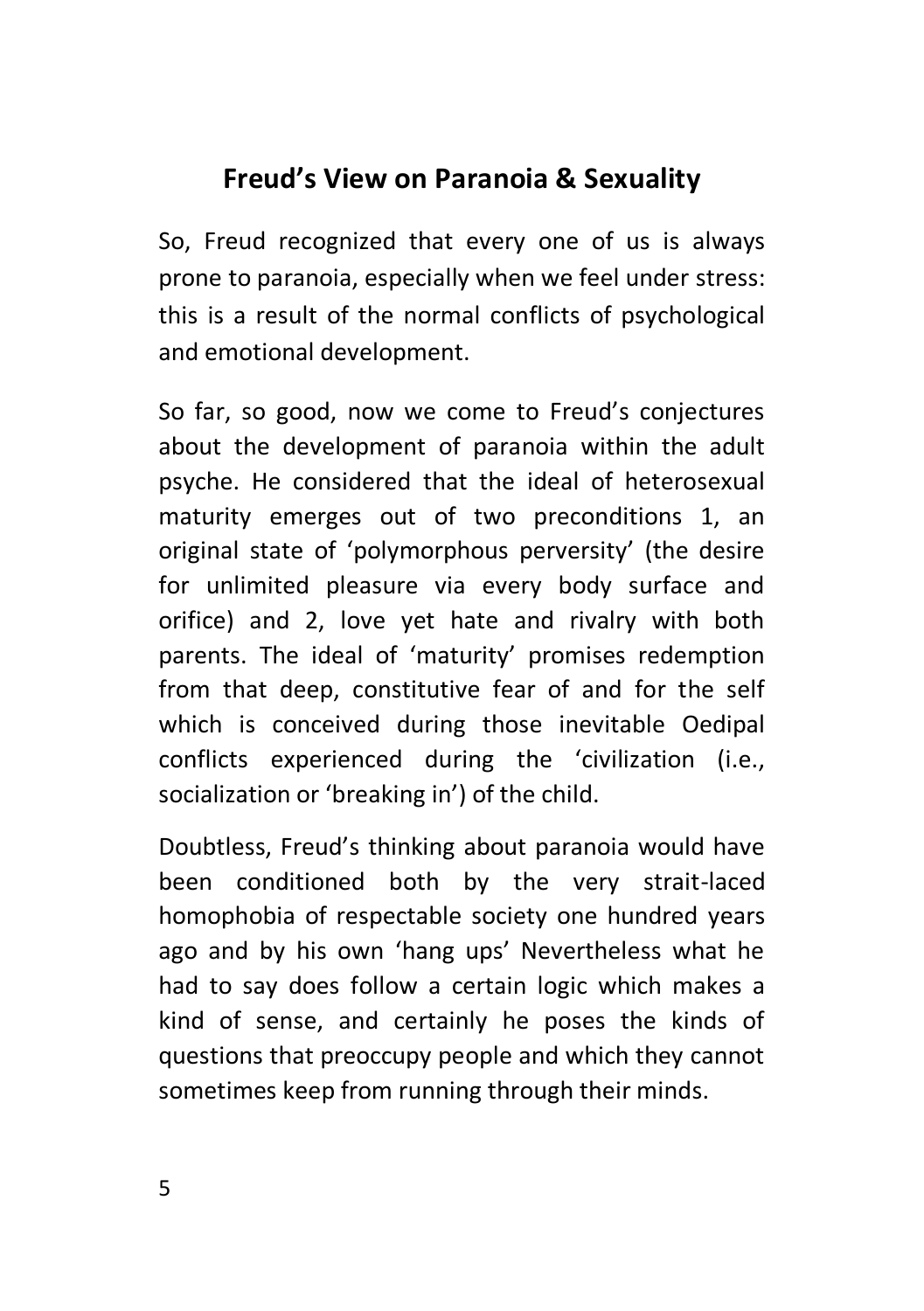## Freud's View on Paranoia & Sexuality

So, Freud recognized that every one of us is always prone to paranoia, especially when we feel under stress: this is a result of the normal conflicts of psychological and emotional development.

So far, so good, now we come to Freud's conjectures about the development of paranoia within the adult psyche. He considered that the ideal of heterosexual maturity emerges out of two preconditions 1, an original state of 'polymorphous perversity' (the desire for unlimited pleasure via every body surface and orifice) and 2, love yet hate and rivalry with both parents. The ideal of 'maturity' promises redemption from that deep, constitutive fear of and for the self which is conceived during those inevitable Oedipal conflicts experienced during the 'civilization (i.e., socialization or 'breaking in') of the child.

Doubtless, Freud's thinking about paranoia would have been conditioned both by the very strait-laced homophobia of respectable society one hundred years ago and by his own 'hang ups' Nevertheless what he had to say does follow a certain logic which makes a kind of sense, and certainly he poses the kinds of questions that preoccupy people and which they cannot sometimes keep from running through their minds.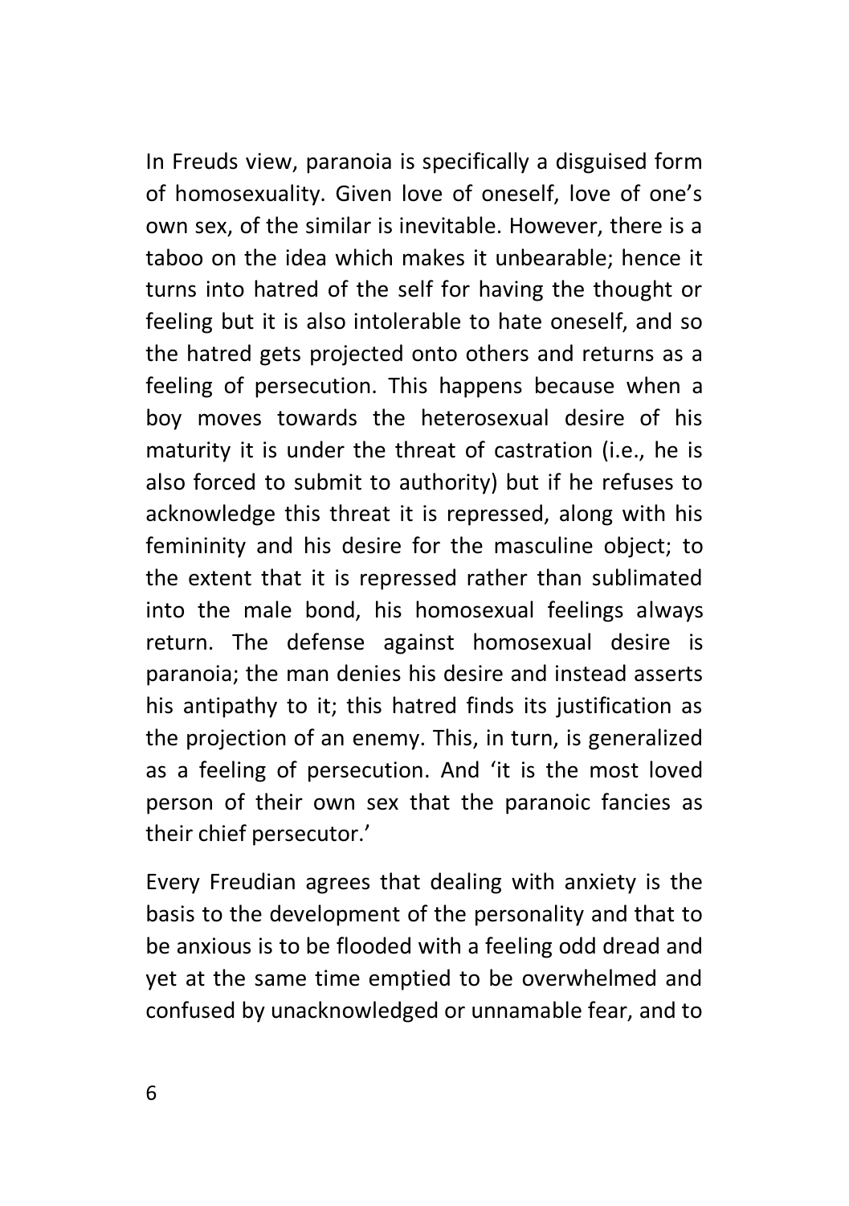In Freuds view, paranoia is specifically a disguised form of homosexuality. Given love of oneself, love of one's own sex, of the similar is inevitable. However, there is a taboo on the idea which makes it unbearable; hence it turns into hatred of the self for having the thought or feeling but it is also intolerable to hate oneself, and so the hatred gets projected onto others and returns as a feeling of persecution. This happens because when a boy moves towards the heterosexual desire of his maturity it is under the threat of castration (i.e., he is also forced to submit to authority) but if he refuses to acknowledge this threat it is repressed, along with his femininity and his desire for the masculine object; to the extent that it is repressed rather than sublimated into the male bond, his homosexual feelings always return. The defense against homosexual desire is paranoia; the man denies his desire and instead asserts his antipathy to it; this hatred finds its justification as the projection of an enemy. This, in turn, is generalized as a feeling of persecution. And 'it is the most loved person of their own sex that the paranoic fancies as their chief persecutor.'

Every Freudian agrees that dealing with anxiety is the basis to the development of the personality and that to be anxious is to be flooded with a feeling odd dread and yet at the same time emptied to be overwhelmed and confused by unacknowledged or unnamable fear, and to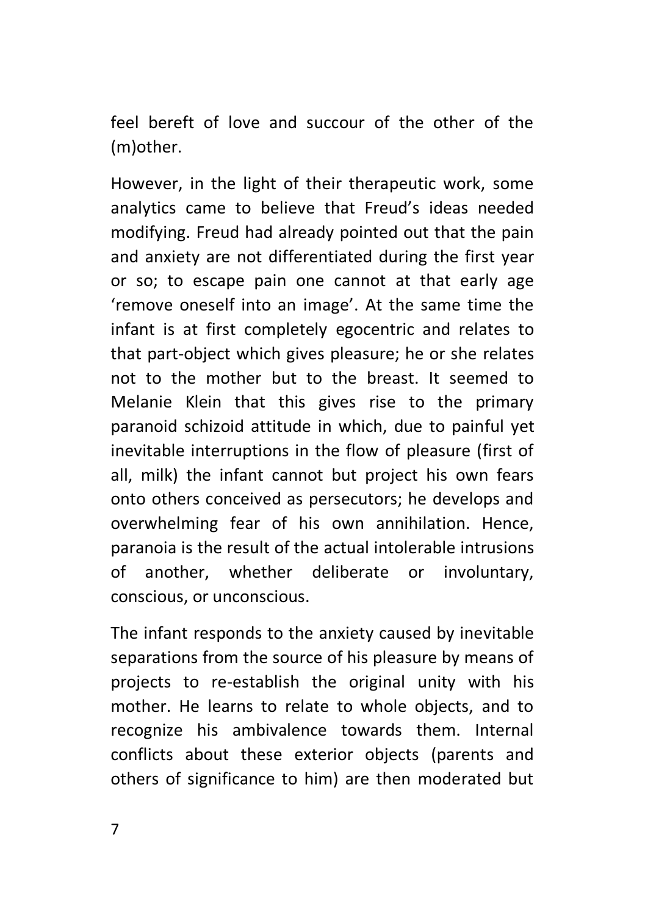feel bereft of love and succour of the other of the (m)other.

However, in the light of their therapeutic work, some analytics came to believe that Freud's ideas needed modifying. Freud had already pointed out that the pain and anxiety are not differentiated during the first year or so; to escape pain one cannot at that early age 'remove oneself into an image'. At the same time the infant is at first completely egocentric and relates to that part-object which gives pleasure; he or she relates not to the mother but to the breast. It seemed to Melanie Klein that this gives rise to the primary paranoid schizoid attitude in which, due to painful yet inevitable interruptions in the flow of pleasure (first of all, milk) the infant cannot but project his own fears onto others conceived as persecutors; he develops and overwhelming fear of his own annihilation. Hence, paranoia is the result of the actual intolerable intrusions of another, whether deliberate or involuntary, conscious, or unconscious.

The infant responds to the anxiety caused by inevitable separations from the source of his pleasure by means of projects to re-establish the original unity with his mother. He learns to relate to whole objects, and to recognize his ambivalence towards them. Internal conflicts about these exterior objects (parents and others of significance to him) are then moderated but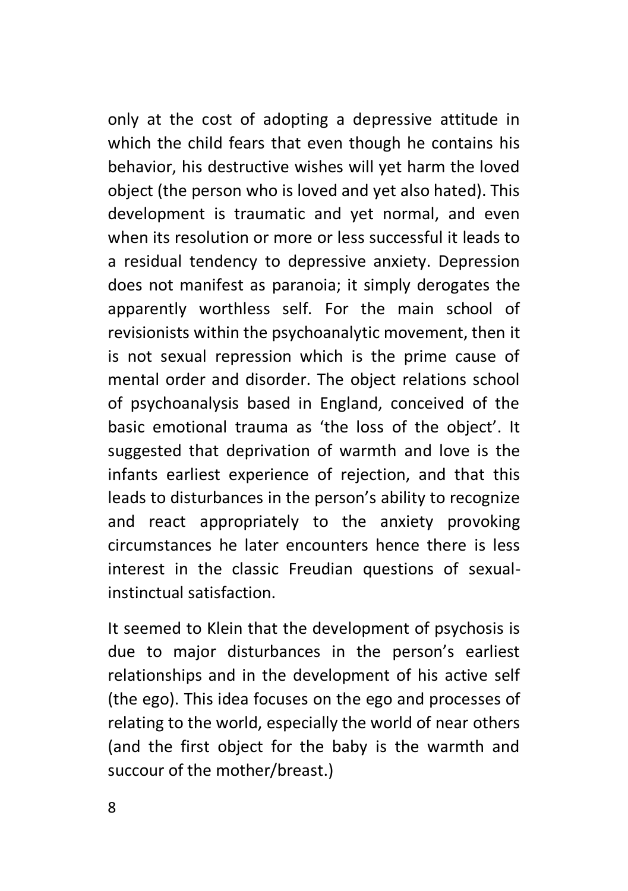only at the cost of adopting a depressive attitude in which the child fears that even though he contains his behavior, his destructive wishes will yet harm the loved object (the person who is loved and yet also hated). This development is traumatic and yet normal, and even when its resolution or more or less successful it leads to a residual tendency to depressive anxiety. Depression does not manifest as paranoia; it simply derogates the apparently worthless self. For the main school of revisionists within the psychoanalytic movement, then it is not sexual repression which is the prime cause of mental order and disorder. The object relations school of psychoanalysis based in England, conceived of the basic emotional trauma as 'the loss of the object'. It suggested that deprivation of warmth and love is the infants earliest experience of rejection, and that this leads to disturbances in the person's ability to recognize and react appropriately to the anxiety provoking circumstances he later encounters hence there is less interest in the classic Freudian questions of sexual-instinctual satisfaction.

It seemed to Klein that the development of psychosis is due to major disturbances in the person's earliest relationships and in the development of his active self (the ego). This idea focuses on the ego and processes of relating to the world, especially the world of near others (and the first object for the baby is the warmth and succour of the mother/breast.)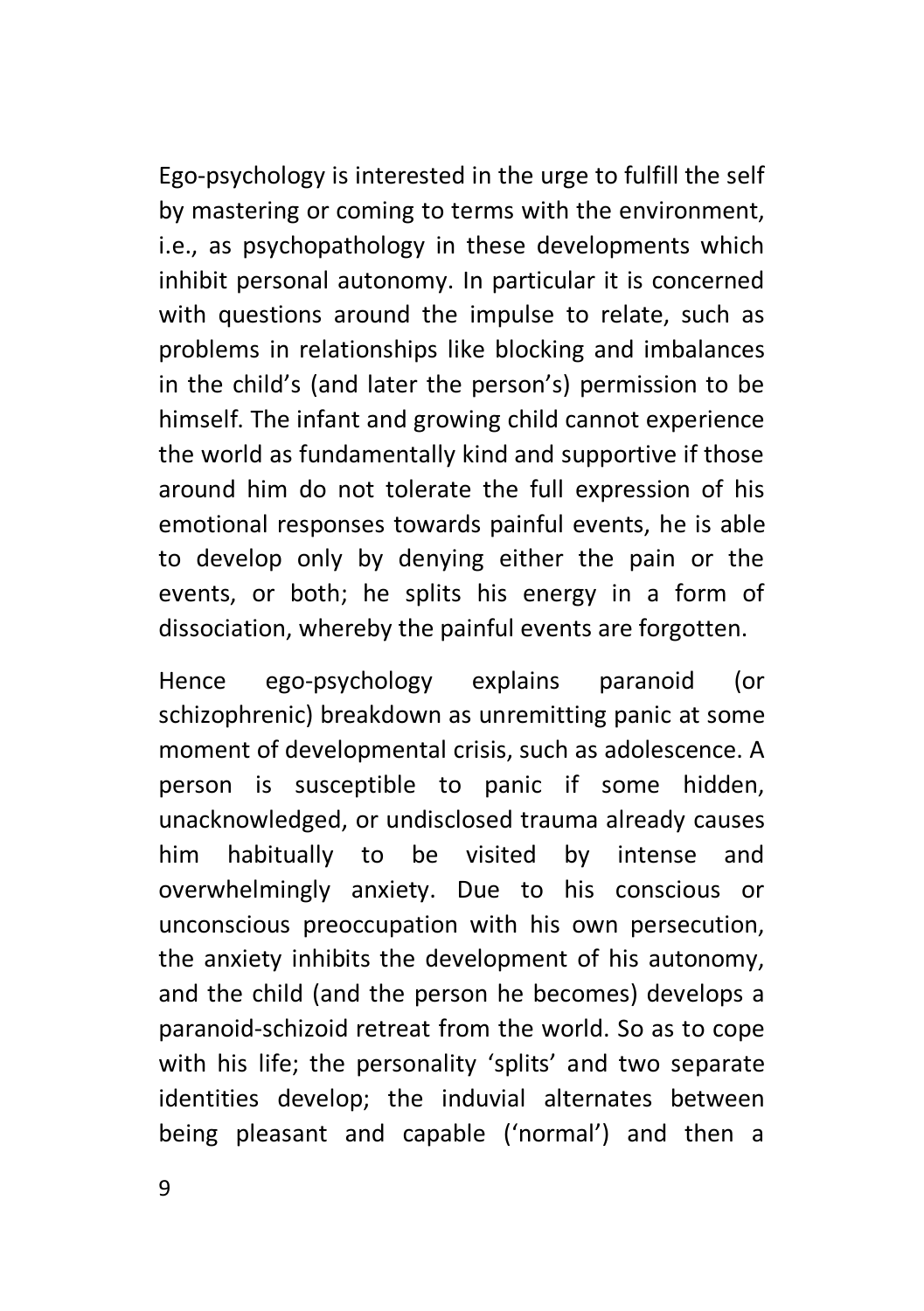Ego-psychology is interested in the urge to fulfill the self by mastering or coming to terms with the environment, i.e., as psychopathology in these developments which inhibit personal autonomy. In particular it is concerned with questions around the impulse to relate, such as problems in relationships like blocking and imbalances in the child's (and later the person's) permission to be himself. The infant and growing child cannot experience the world as fundamentally kind and supportive if those around him do not tolerate the full expression of his emotional responses towards painful events, he is able to develop only by denying either the pain or the events, or both; he splits his energy in a form of dissociation, whereby the painful events are forgotten.

Hence ego-psychology explains paranoid (or schizophrenic) breakdown as unremitting panic at some moment of developmental crisis, such as adolescence. A person is susceptible to panic if some hidden, unacknowledged, or undisclosed trauma already causes him habitually to be visited by intense and overwhelmingly anxiety. Due to his conscious or unconscious preoccupation with his own persecution, the anxiety inhibits the development of his autonomy, and the child (and the person he becomes) develops a paranoid-schizoid retreat from the world. So as to cope with his life; the personality 'splits' and two separate identities develop; the induvial alternates between being pleasant and capable ('normal') and then a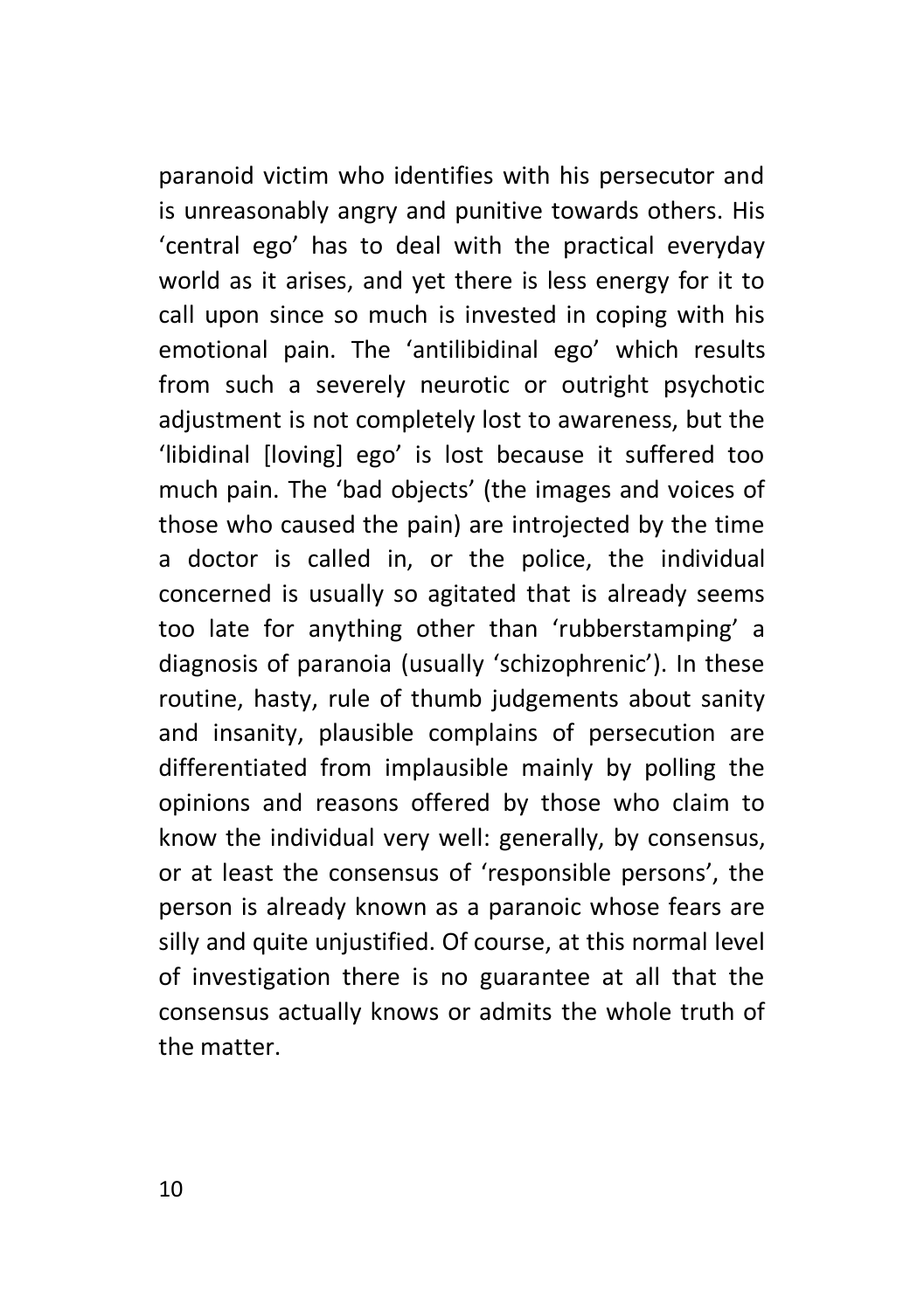paranoid victim who identifies with his persecutor and is unreasonably angry and punitive towards others. His 'central ego' has to deal with the practical everyday world as it arises, and yet there is less energy for it to call upon since so much is invested in coping with his emotional pain. The 'antilibidinal ego' which results from such a severely neurotic or outright psychotic adjustment is not completely lost to awareness, but the 'libidinal [loving] ego' is lost because it suffered too much pain. The 'bad objects' (the images and voices of those who caused the pain) are introjected by the time a doctor is called in, or the police, the individual concerned is usually so agitated that is already seems too late for anything other than 'rubberstamping' a diagnosis of paranoia (usually 'schizophrenic'). In these routine, hasty, rule of thumb judgements about sanity and insanity, plausible complains of persecution are differentiated from implausible mainly by polling the opinions and reasons offered by those who claim to know the individual very well: generally, by consensus, or at least the consensus of 'responsible persons', the person is already known as a paranoic whose fears are silly and quite unjustified. Of course, at this normal level of investigation there is no guarantee at all that the consensus actually knows or admits the whole truth of the matter.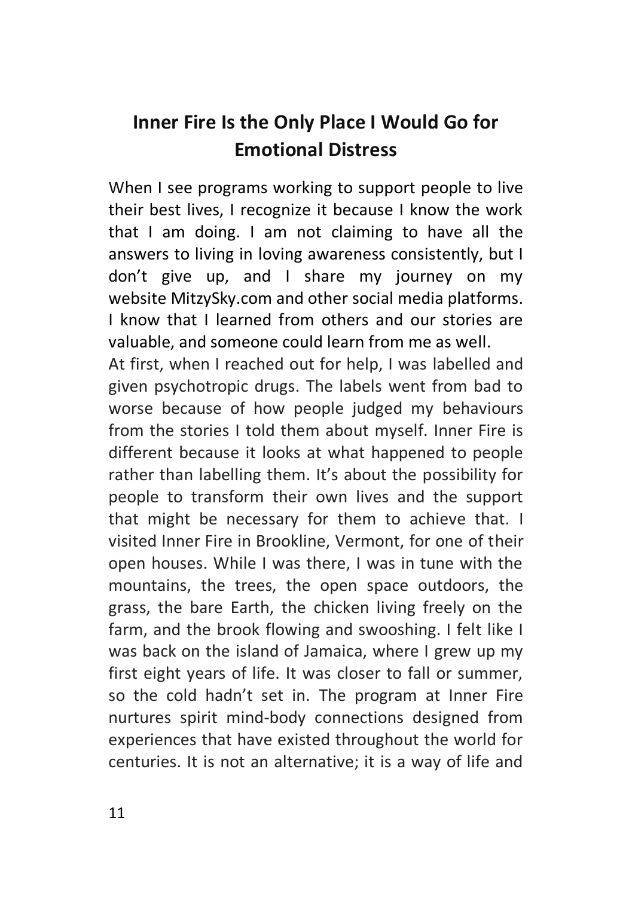## Inner Fire Is the Only Place I Would Go for Emotional Distress

When I see programs working to support people to live their best lives, I recognize it because I know the work that I am doing. I am not claiming to have all the answers to living in loving awareness consistently, but I don't give up, and I share my journey on my website MitzySky.com and other social media platforms. I know that I learned from others and our stories are valuable, and someone could learn from me as well.

At first, when I reached out for help, I was labelled and given psychotropic drugs. The labels went from bad to worse because of how people judged my behaviours from the stories I told them about myself. Inner Fire is different because it looks at what happened to people rather than labelling them. It's about the possibility for people to transform their own lives and the support that might be necessary for them to achieve that. I visited Inner Fire in Brookline, Vermont, for one of their open houses. While I was there, I was in tune with the mountains, the trees, the open space outdoors, the grass, the bare Earth, the chicken living freely on the farm, and the brook flowing and swooshing. I felt like I was back on the island of Jamaica, where I grew up my first eight years of life. It was closer to fall or summer, so the cold hadn't set in. The program at Inner Fire nurtures spirit mind-body connections designed from experiences that have existed throughout the world for centuries. It is not an alternative; it is a way of life and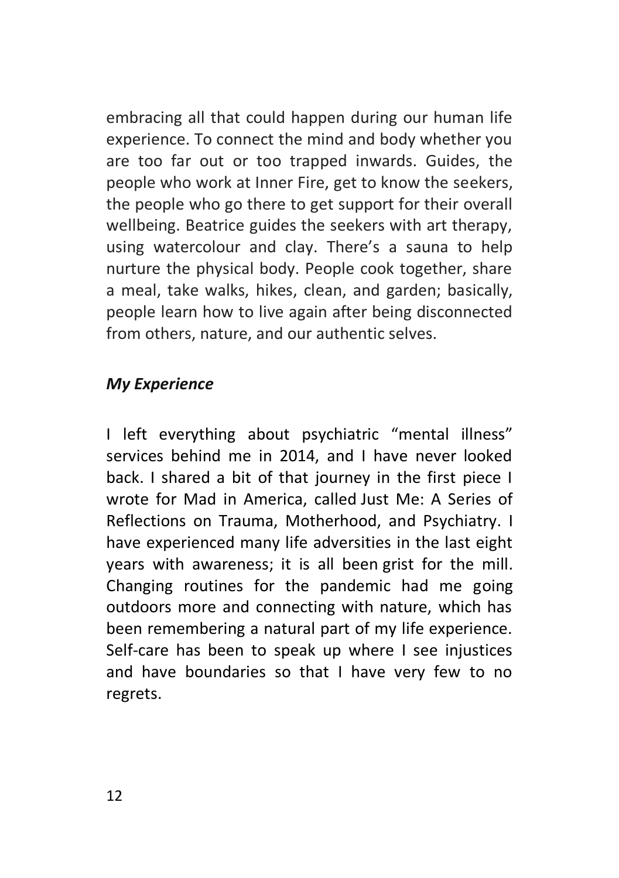embracing all that could happen during our human life experience. To connect the mind and body whether you are too far out or too trapped inwards. Guides, the people who work at Inner Fire, get to know the seekers, the people who go there to get support for their overall wellbeing. Beatrice guides the seekers with art therapy, using watercolour and clay. There's a sauna to help nurture the physical body. People cook together, share a meal, take walks, hikes, clean, and garden; basically, people learn how to live again after being disconnected from others, nature, and our authentic selves.

***My Experience***

I left everything about psychiatric "mental illness" services behind me in 2014, and I have never looked back. I shared a bit of that journey in the first piece I wrote for Mad in America, called Just Me: A Series of Reflections on Trauma, Motherhood, and Psychiatry. I have experienced many life adversities in the last eight years with awareness; it is all been grist for the mill. Changing routines for the pandemic had me going outdoors more and connecting with nature, which has been remembering a natural part of my life experience. Self-care has been to speak up where I see injustices and have boundaries so that I have very few to no regrets.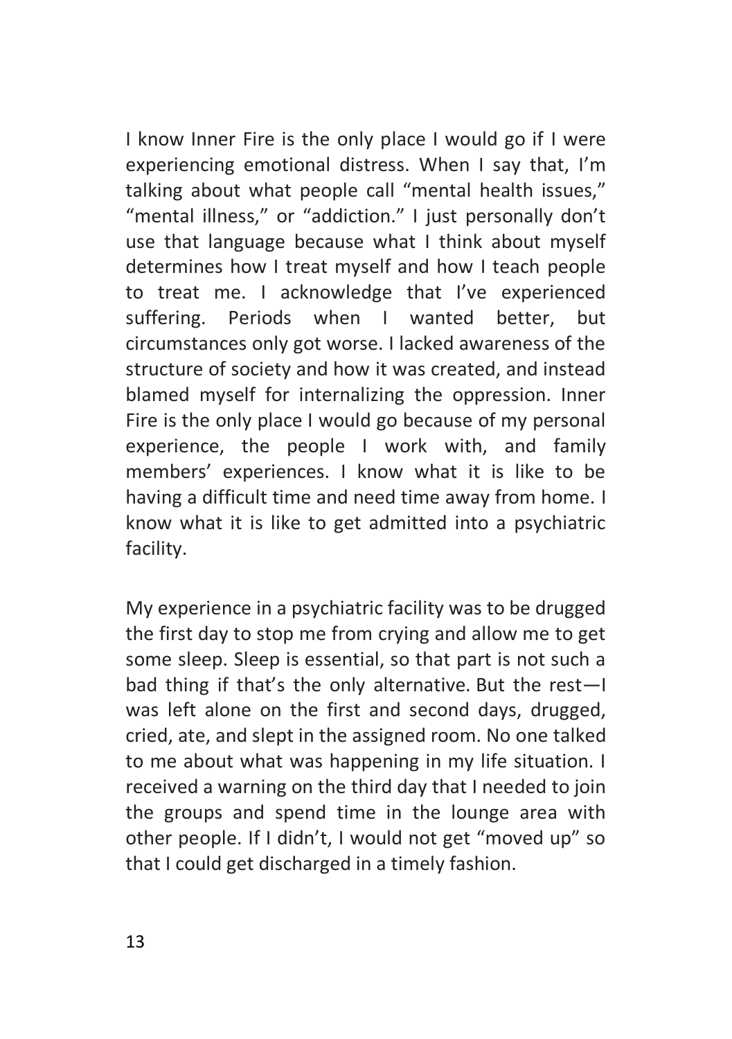I know Inner Fire is the only place I would go if I were experiencing emotional distress. When I say that, I'm talking about what people call "mental health issues," "mental illness," or "addiction." I just personally don't use that language because what I think about myself determines how I treat myself and how I teach people to treat me. I acknowledge that I've experienced suffering. Periods when I wanted better, but circumstances only got worse. I lacked awareness of the structure of society and how it was created, and instead blamed myself for internalizing the oppression. Inner Fire is the only place I would go because of my personal experience, the people I work with, and family members' experiences. I know what it is like to be having a difficult time and need time away from home. I know what it is like to get admitted into a psychiatric facility.

My experience in a psychiatric facility was to be drugged the first day to stop me from crying and allow me to get some sleep. Sleep is essential, so that part is not such a bad thing if that's the only alternative. But the rest—I was left alone on the first and second days, drugged, cried, ate, and slept in the assigned room. No one talked to me about what was happening in my life situation. I received a warning on the third day that I needed to join the groups and spend time in the lounge area with other people. If I didn't, I would not get "moved up" so that I could get discharged in a timely fashion.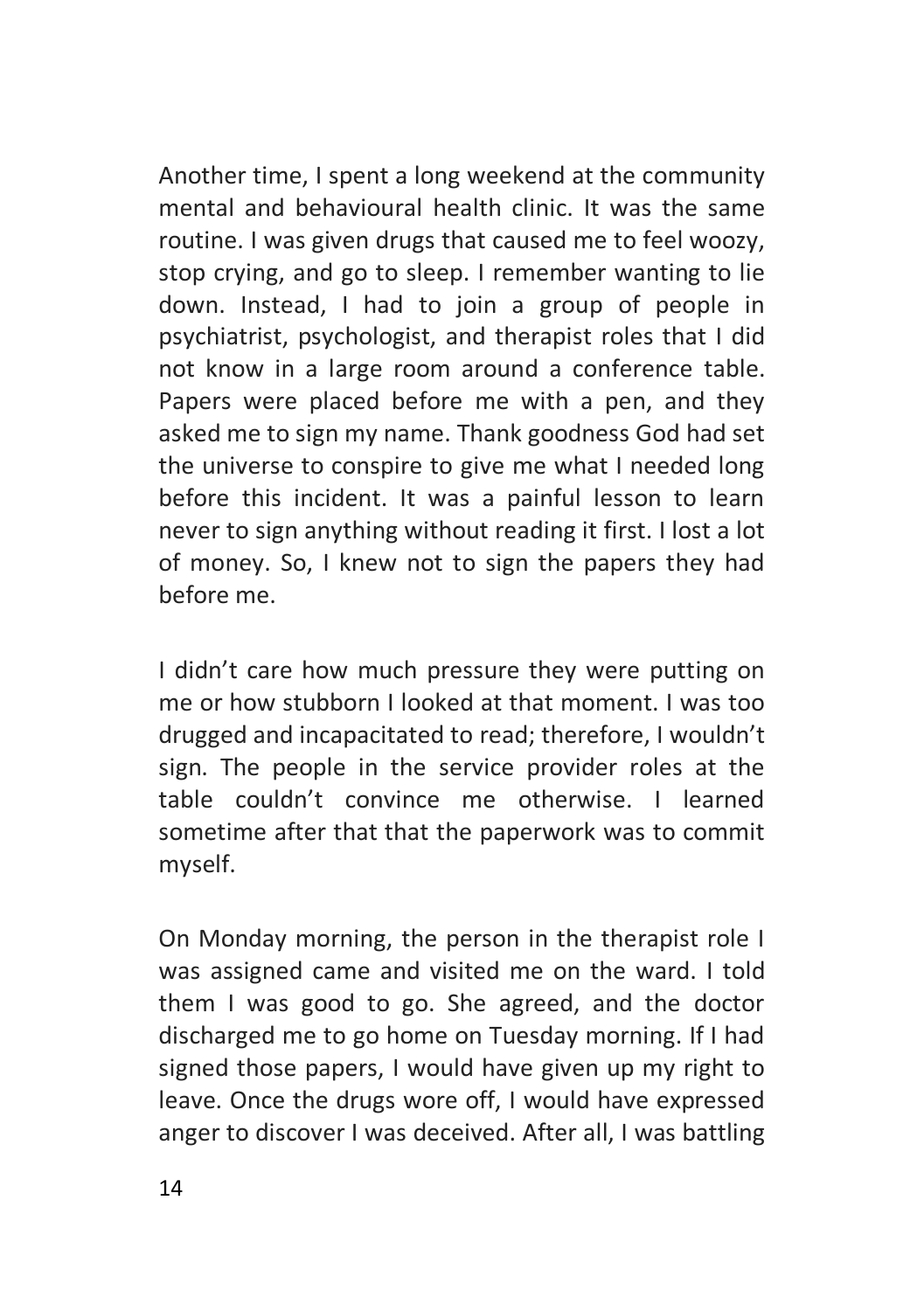Another time, I spent a long weekend at the community mental and behavioural health clinic. It was the same routine. I was given drugs that caused me to feel woozy, stop crying, and go to sleep. I remember wanting to lie down. Instead, I had to join a group of people in psychiatrist, psychologist, and therapist roles that I did not know in a large room around a conference table. Papers were placed before me with a pen, and they asked me to sign my name. Thank goodness God had set the universe to conspire to give me what I needed long before this incident. It was a painful lesson to learn never to sign anything without reading it first. I lost a lot of money. So, I knew not to sign the papers they had before me.

I didn't care how much pressure they were putting on me or how stubborn I looked at that moment. I was too drugged and incapacitated to read; therefore, I wouldn't sign. The people in the service provider roles at the table couldn't convince me otherwise. I learned sometime after that that the paperwork was to commit myself.

On Monday morning, the person in the therapist role I was assigned came and visited me on the ward. I told them I was good to go. She agreed, and the doctor discharged me to go home on Tuesday morning. If I had signed those papers, I would have given up my right to leave. Once the drugs wore off, I would have expressed anger to discover I was deceived. After all, I was battling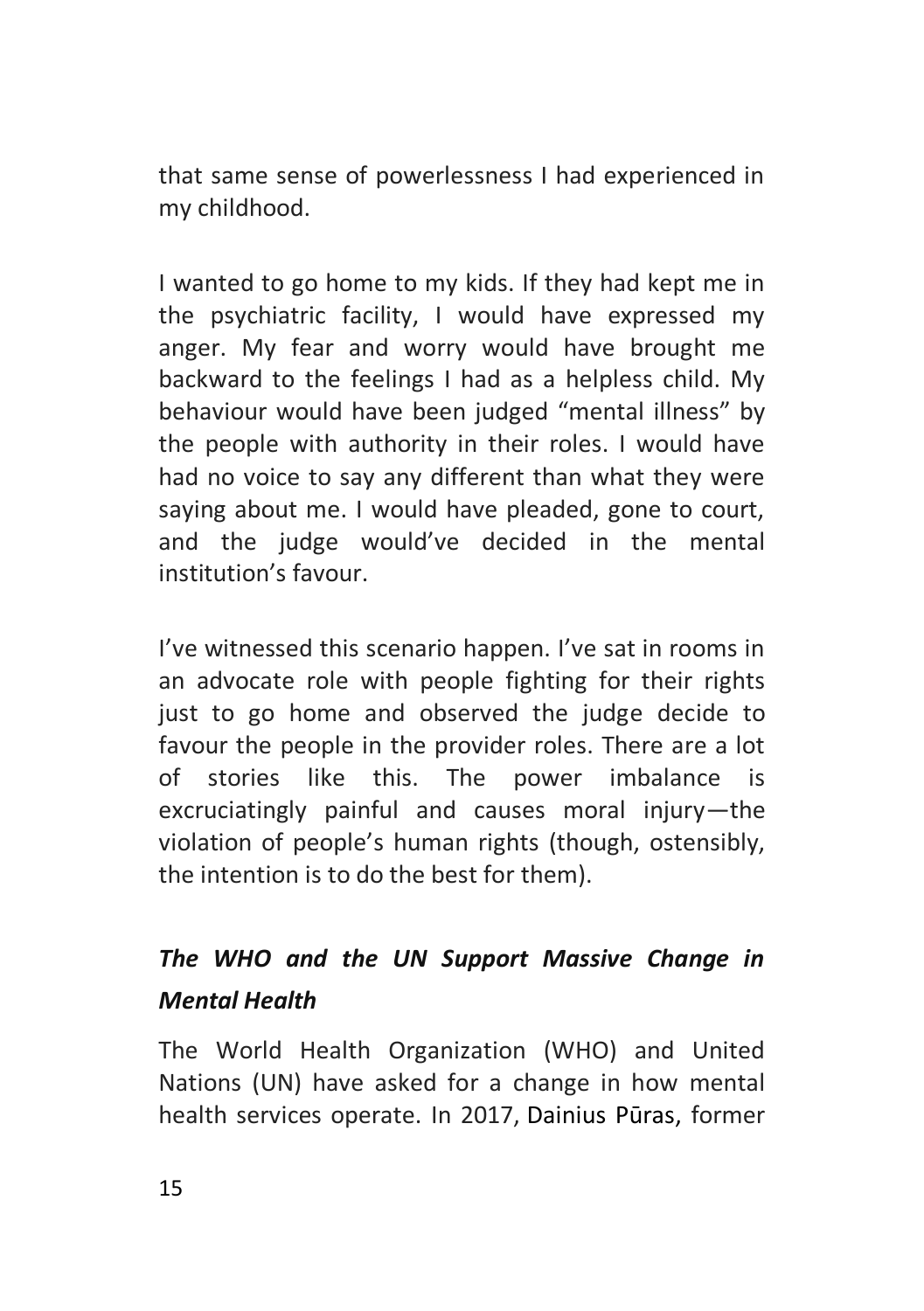that same sense of powerlessness I had experienced in my childhood.

I wanted to go home to my kids. If they had kept me in the psychiatric facility, I would have expressed my anger. My fear and worry would have brought me backward to the feelings I had as a helpless child. My behaviour would have been judged "mental illness" by the people with authority in their roles. I would have had no voice to say any different than what they were saying about me. I would have pleaded, gone to court, and the judge would've decided in the mental institution's favour.

I've witnessed this scenario happen. I've sat in rooms in an advocate role with people fighting for their rights just to go home and observed the judge decide to favour the people in the provider roles. There are a lot of stories like this. The power imbalance is excruciatingly painful and causes moral injury—the violation of people's human rights (though, ostensibly, the intention is to do the best for them).

### ***The WHO and the UN Support Massive Change in Mental Health***

The World Health Organization (WHO) and United Nations (UN) have asked for a change in how mental health services operate. In 2017, Dainius Pūras, former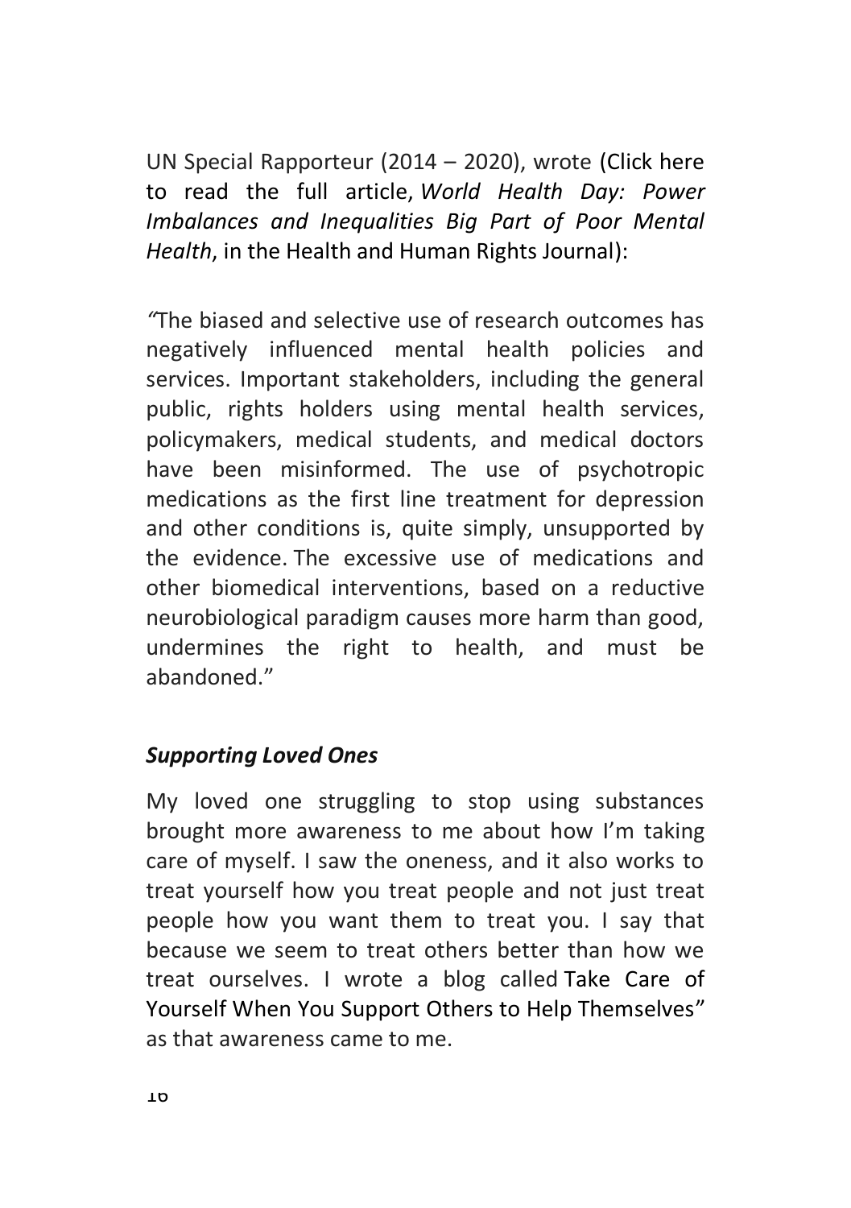UN Special Rapporteur (2014 – 2020), wrote (Click here to read the full article, *World Health Day: Power Imbalances and Inequalities Big Part of Poor Mental Health*, in the Health and Human Rights Journal):

*"*The biased and selective use of research outcomes has negatively influenced mental health policies and services. Important stakeholders, including the general public, rights holders using mental health services, policymakers, medical students, and medical doctors have been misinformed. The use of psychotropic medications as the first line treatment for depression and other conditions is, quite simply, unsupported by the evidence. The excessive use of medications and other biomedical interventions, based on a reductive neurobiological paradigm causes more harm than good, undermines the right to health, and must be abandoned."

***Supporting Loved Ones***

My loved one struggling to stop using substances brought more awareness to me about how I'm taking care of myself. I saw the oneness, and it also works to treat yourself how you treat people and not just treat people how you want them to treat you. I say that because we seem to treat others better than how we treat ourselves. I wrote a blog called Take Care of Yourself When You Support Others to Help Themselves" as that awareness came to me.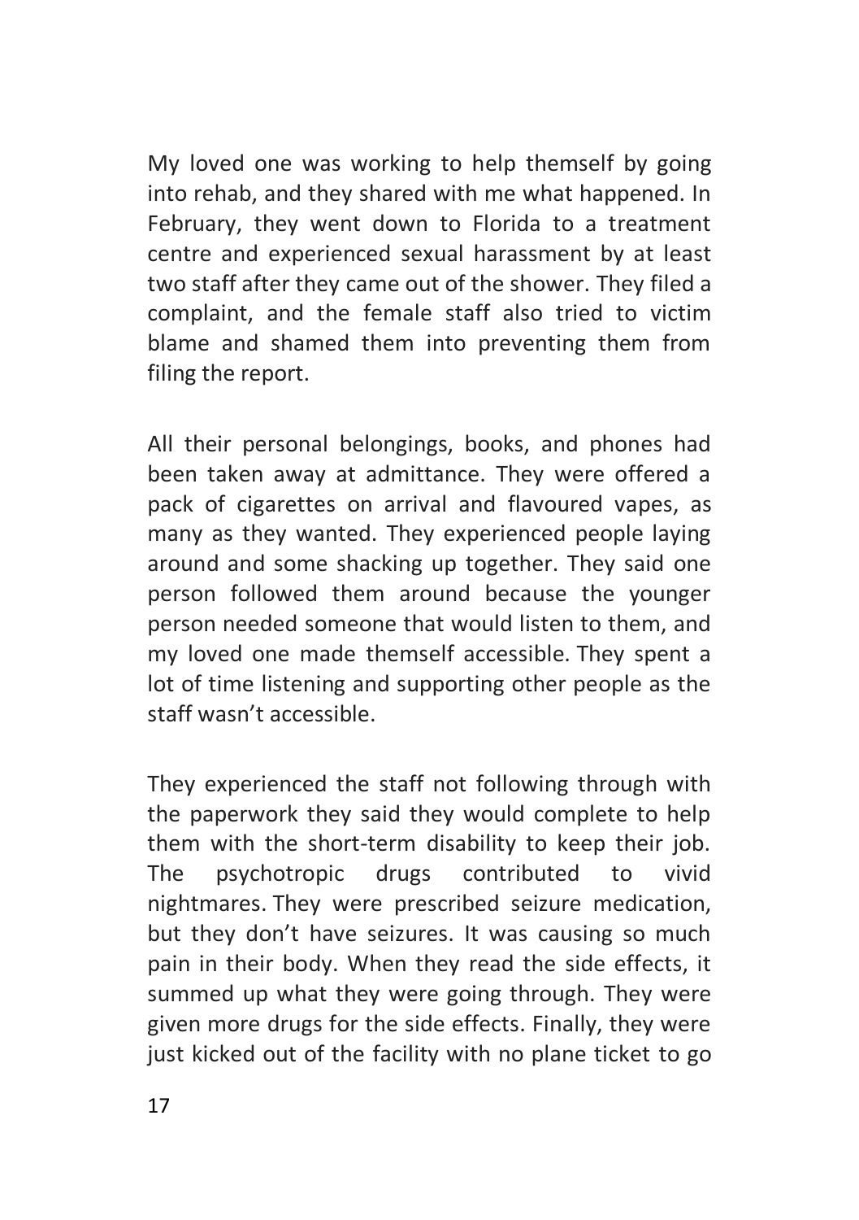My loved one was working to help themself by going into rehab, and they shared with me what happened. In February, they went down to Florida to a treatment centre and experienced sexual harassment by at least two staff after they came out of the shower. They filed a complaint, and the female staff also tried to victim blame and shamed them into preventing them from filing the report.

All their personal belongings, books, and phones had been taken away at admittance. They were offered a pack of cigarettes on arrival and flavoured vapes, as many as they wanted. They experienced people laying around and some shacking up together. They said one person followed them around because the younger person needed someone that would listen to them, and my loved one made themself accessible. They spent a lot of time listening and supporting other people as the staff wasn't accessible.

They experienced the staff not following through with the paperwork they said they would complete to help them with the short-term disability to keep their job. The psychotropic drugs contributed to vivid nightmares. They were prescribed seizure medication, but they don't have seizures. It was causing so much pain in their body. When they read the side effects, it summed up what they were going through. They were given more drugs for the side effects. Finally, they were just kicked out of the facility with no plane ticket to go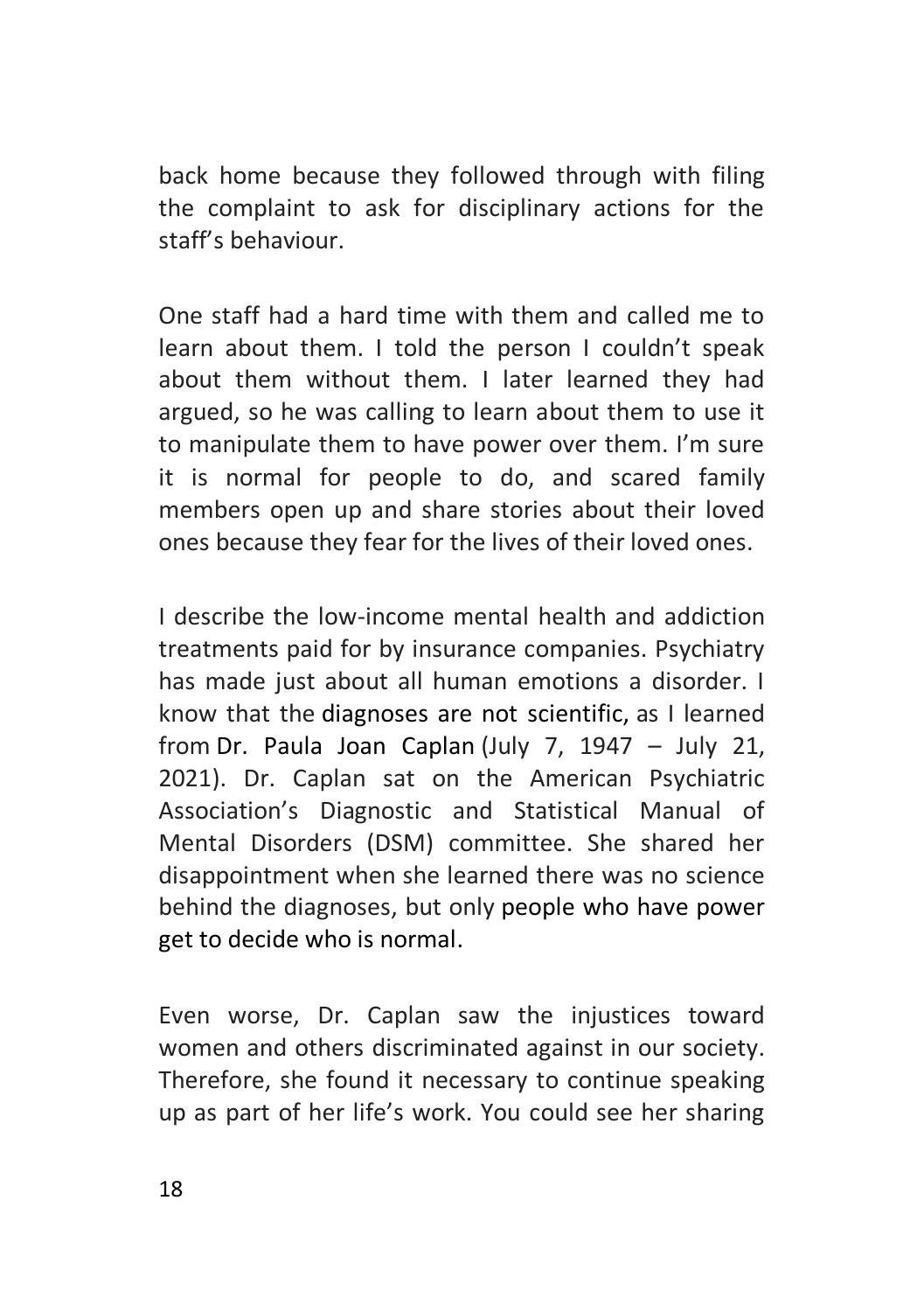back home because they followed through with filing the complaint to ask for disciplinary actions for the staff's behaviour.

One staff had a hard time with them and called me to learn about them. I told the person I couldn't speak about them without them. I later learned they had argued, so he was calling to learn about them to use it to manipulate them to have power over them. I'm sure it is normal for people to do, and scared family members open up and share stories about their loved ones because they fear for the lives of their loved ones.

I describe the low-income mental health and addiction treatments paid for by insurance companies. Psychiatry has made just about all human emotions a disorder. I know that the diagnoses are not scientific, as I learned from Dr. Paula Joan Caplan (July 7, 1947 – July 21, 2021). Dr. Caplan sat on the American Psychiatric Association's Diagnostic and Statistical Manual of Mental Disorders (DSM) committee. She shared her disappointment when she learned there was no science behind the diagnoses, but only people who have power get to decide who is normal.

Even worse, Dr. Caplan saw the injustices toward women and others discriminated against in our society. Therefore, she found it necessary to continue speaking up as part of her life's work. You could see her sharing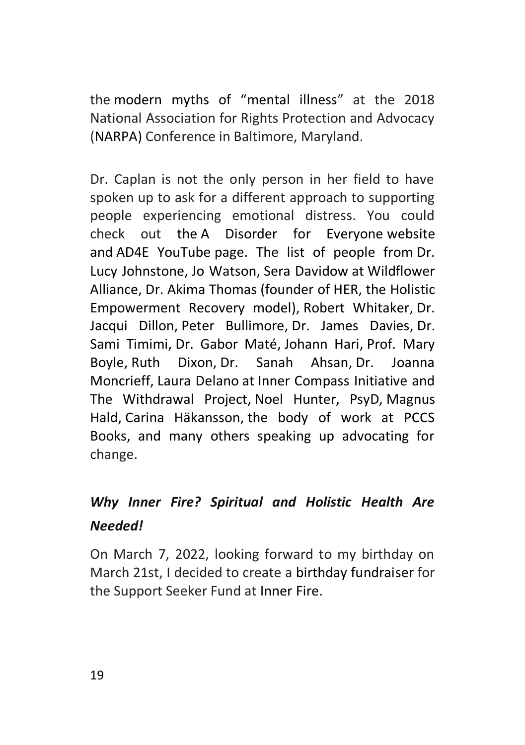the modern myths of "mental illness" at the 2018 National Association for Rights Protection and Advocacy (NARPA) Conference in Baltimore, Maryland.

Dr. Caplan is not the only person in her field to have spoken up to ask for a different approach to supporting people experiencing emotional distress. You could check out the A Disorder for Everyone website and AD4E YouTube page. The list of people from Dr. Lucy Johnstone, Jo Watson, Sera Davidow at Wildflower Alliance, Dr. Akima Thomas (founder of HER, the Holistic Empowerment Recovery model), Robert Whitaker, Dr. Jacqui Dillon, Peter Bullimore, Dr. James Davies, Dr. Sami Timimi, Dr. Gabor Maté, Johann Hari, Prof. Mary Boyle, Ruth Dixon, Dr. Sanah Ahsan, Dr. Joanna Moncrieff, Laura Delano at Inner Compass Initiative and The Withdrawal Project, Noel Hunter, PsyD, Magnus Hald, Carina Häkansson, the body of work at PCCS Books, and many others speaking up advocating for change.

### *Why Inner Fire? Spiritual and Holistic Health Are Needed!*

On March 7, 2022, looking forward to my birthday on March 21st, I decided to create a birthday fundraiser for the Support Seeker Fund at Inner Fire.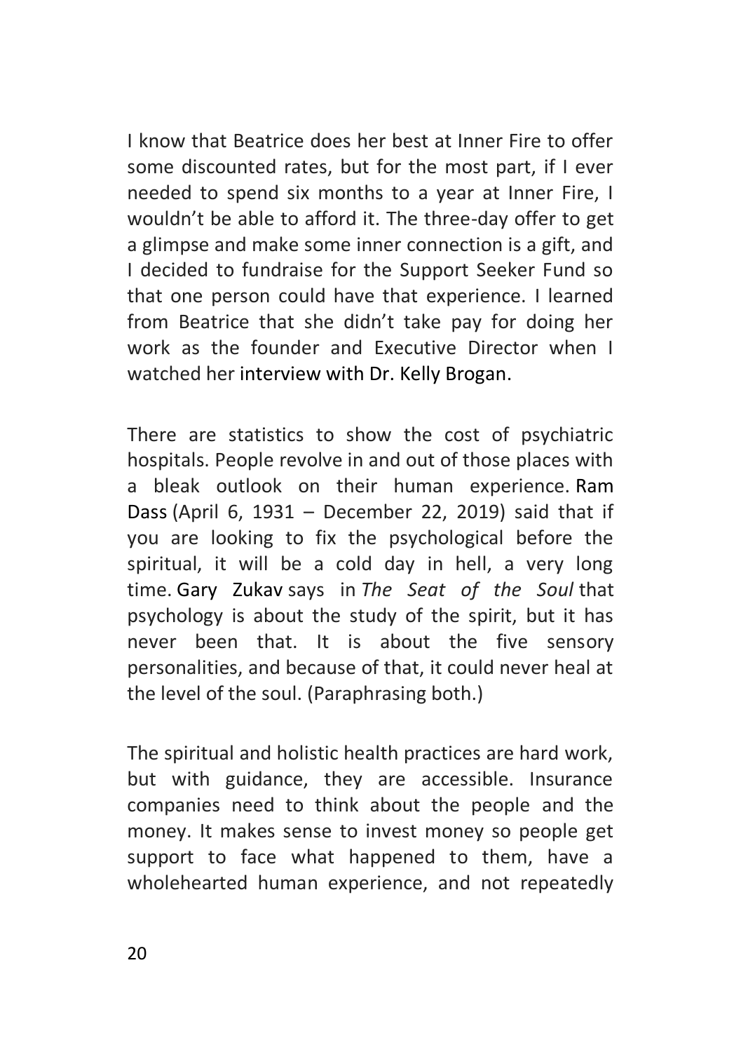I know that Beatrice does her best at Inner Fire to offer some discounted rates, but for the most part, if I ever needed to spend six months to a year at Inner Fire, I wouldn't be able to afford it. The three-day offer to get a glimpse and make some inner connection is a gift, and I decided to fundraise for the Support Seeker Fund so that one person could have that experience. I learned from Beatrice that she didn't take pay for doing her work as the founder and Executive Director when I watched her interview with Dr. Kelly Brogan.

There are statistics to show the cost of psychiatric hospitals. People revolve in and out of those places with a bleak outlook on their human experience. Ram Dass (April 6, 1931 – December 22, 2019) said that if you are looking to fix the psychological before the spiritual, it will be a cold day in hell, a very long time. Gary Zukav says in *The Seat of the Soul* that psychology is about the study of the spirit, but it has never been that. It is about the five sensory personalities, and because of that, it could never heal at the level of the soul. (Paraphrasing both.)

The spiritual and holistic health practices are hard work, but with guidance, they are accessible. Insurance companies need to think about the people and the money. It makes sense to invest money so people get support to face what happened to them, have a wholehearted human experience, and not repeatedly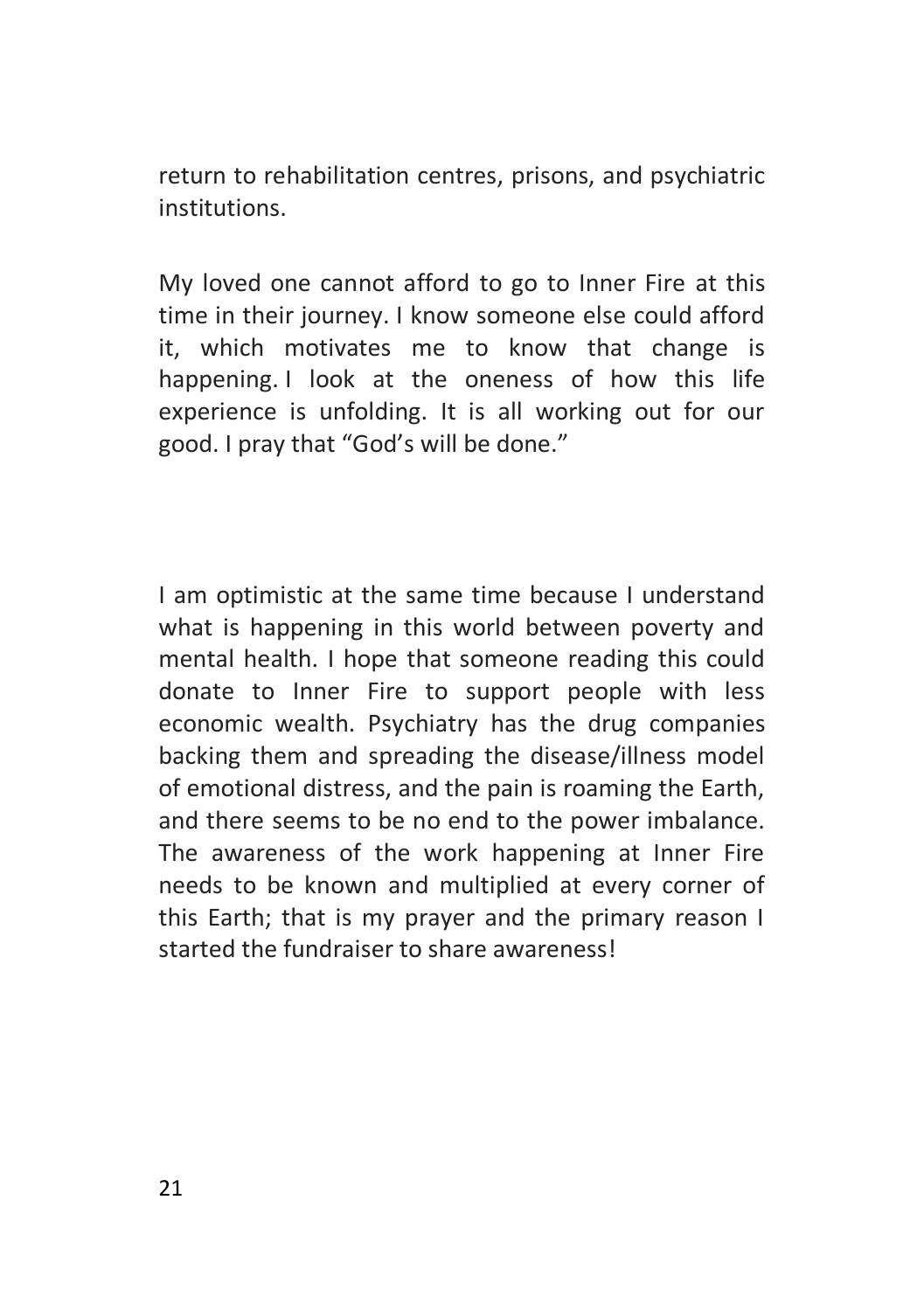return to rehabilitation centres, prisons, and psychiatric institutions.

My loved one cannot afford to go to Inner Fire at this time in their journey. I know someone else could afford it, which motivates me to know that change is happening. I look at the oneness of how this life experience is unfolding. It is all working out for our good. I pray that "God's will be done."

I am optimistic at the same time because I understand what is happening in this world between poverty and mental health. I hope that someone reading this could donate to Inner Fire to support people with less economic wealth. Psychiatry has the drug companies backing them and spreading the disease/illness model of emotional distress, and the pain is roaming the Earth, and there seems to be no end to the power imbalance. The awareness of the work happening at Inner Fire needs to be known and multiplied at every corner of this Earth; that is my prayer and the primary reason I started the fundraiser to share awareness!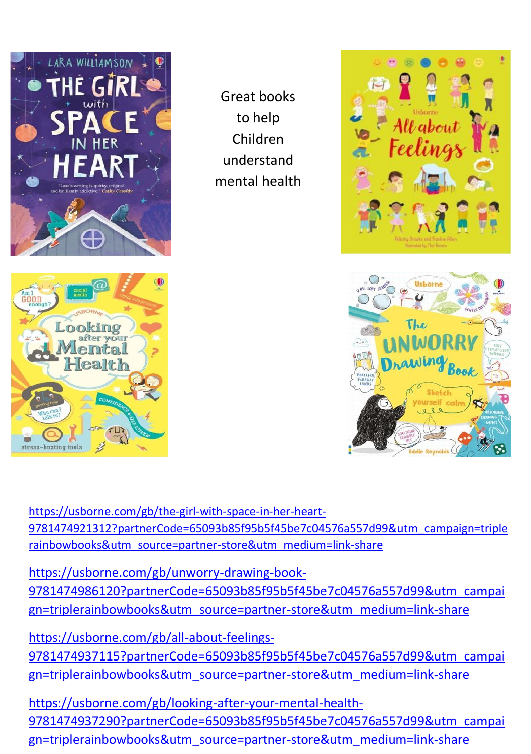Great books to help Children understand mental health

https://usborne.com/gb/the-girl-with-space-in-her-heart-9781474921312?partnerCode=65093b85f95b5f45be7c04576a557d99&utm_campaign=triplerainbowbooks&utm_source=partner-store&utm_medium=link-share

https://usborne.com/gb/unworry-drawing-book-9781474986120?partnerCode=65093b85f95b5f45be7c04576a557d99&utm_campaign=triplerainbowbooks&utm_source=partner-store&utm_medium=link-share

https://usborne.com/gb/all-about-feelings-9781474937115?partnerCode=65093b85f95b5f45be7c04576a557d99&utm_campaign=triplerainbowbooks&utm_source=partner-store&utm_medium=link-share

https://usborne.com/gb/looking-after-your-mental-health-9781474937290?partnerCode=65093b85f95b5f45be7c04576a557d99&utm_campaign=triplerainbowbooks&utm_source=partner-store&utm_medium=link-share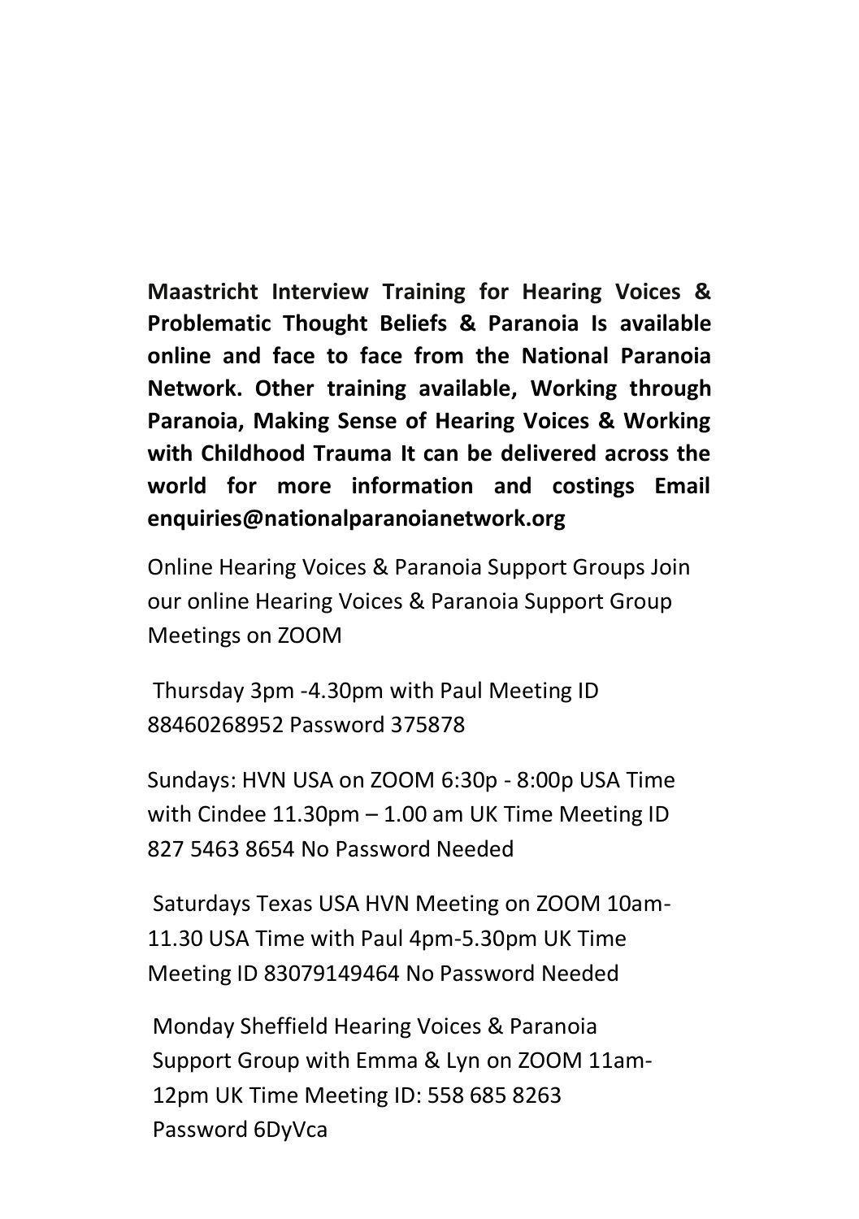**Maastricht Interview Training for Hearing Voices & Problematic Thought Beliefs & Paranoia Is available online and face to face from the National Paranoia Network. Other training available, Working through Paranoia, Making Sense of Hearing Voices & Working with Childhood Trauma It can be delivered across the world for more information and costings Email enquiries@nationalparanoianetwork.org**

Online Hearing Voices & Paranoia Support Groups Join our online Hearing Voices & Paranoia Support Group Meetings on ZOOM

Thursday 3pm -4.30pm with Paul Meeting ID 88460268952 Password 375878

Sundays: HVN USA on ZOOM 6:30p - 8:00p USA Time with Cindee 11.30pm – 1.00 am UK Time Meeting ID 827 5463 8654 No Password Needed

Saturdays Texas USA HVN Meeting on ZOOM 10am-11.30 USA Time with Paul 4pm-5.30pm UK Time Meeting ID 83079149464 No Password Needed

Monday Sheffield Hearing Voices & Paranoia Support Group with Emma & Lyn on ZOOM 11am-12pm UK Time Meeting ID: 558 685 8263 Password 6DyVca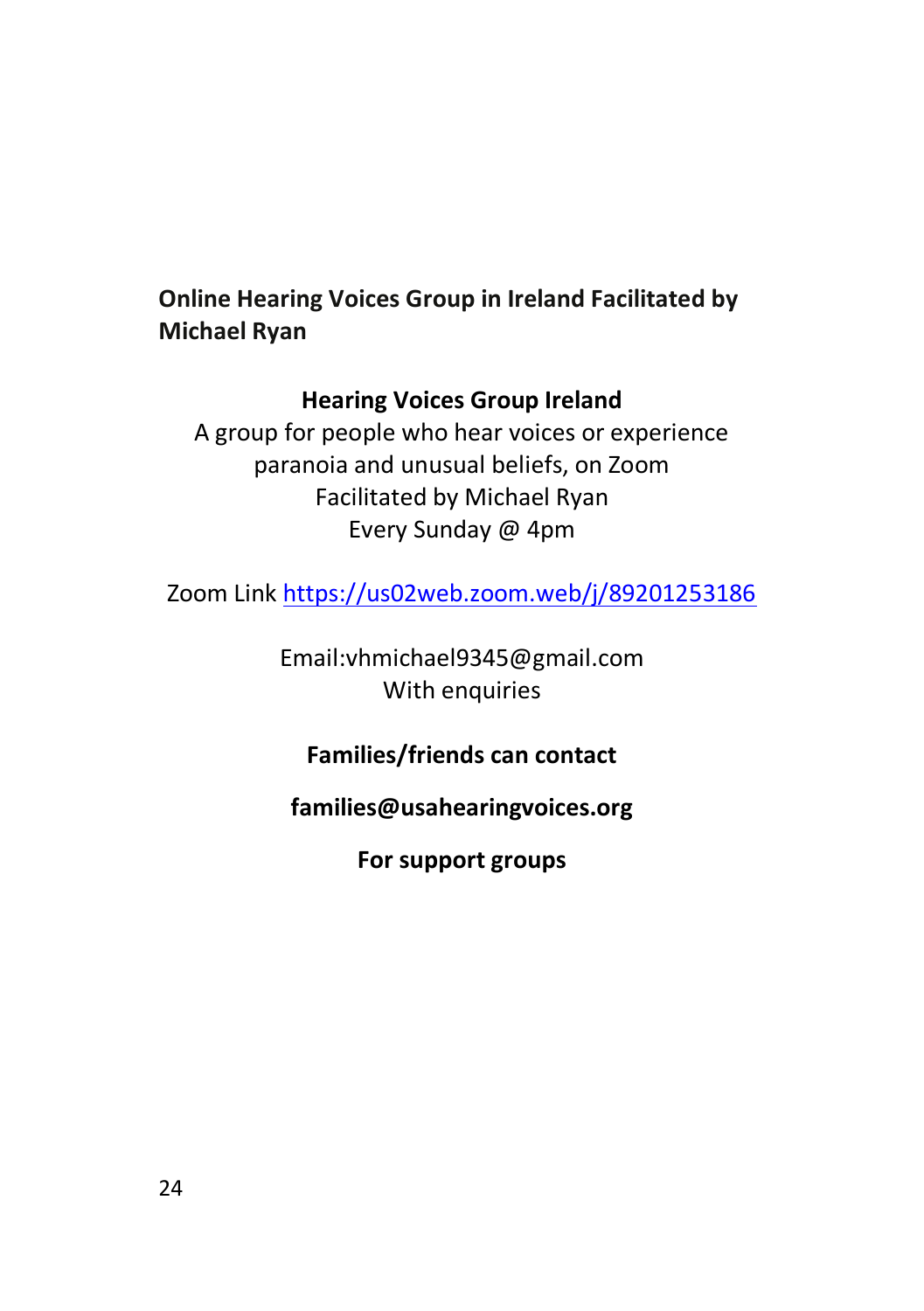**Online Hearing Voices Group in Ireland Facilitated by Michael Ryan**

**Hearing Voices Group Ireland**

A group for people who hear voices or experience paranoia and unusual beliefs, on Zoom

Facilitated by Michael Ryan

Every Sunday @ 4pm

Zoom Link https://us02web.zoom.web/j/89201253186

Email:vhmichael9345@gmail.com

With enquiries

**Families/friends can contact**

**families@usahearingvoices.org**

**For support groups**